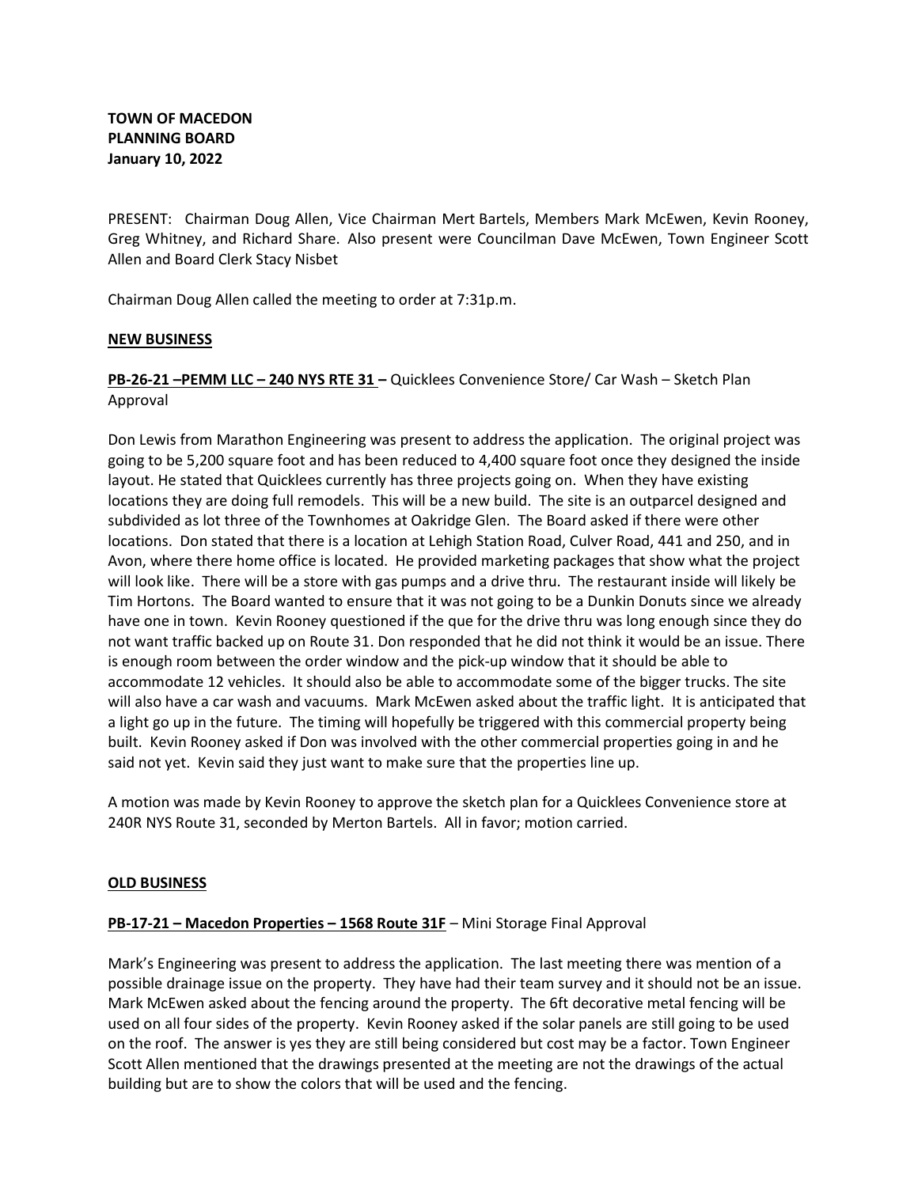**TOWN OF MACEDON**
**PLANNING BOARD**
**January 10, 2022**

PRESENT: Chairman Doug Allen, Vice Chairman Mert Bartels, Members Mark McEwen, Kevin Rooney, Greg Whitney, and Richard Share. Also present were Councilman Dave McEwen, Town Engineer Scott Allen and Board Clerk Stacy Nisbet

Chairman Doug Allen called the meeting to order at 7:31p.m.

**NEW BUSINESS**

**PB-26-21 –PEMM LLC – 240 NYS RTE 31 –** Quicklees Convenience Store/ Car Wash – Sketch Plan Approval

Don Lewis from Marathon Engineering was present to address the application. The original project was going to be 5,200 square foot and has been reduced to 4,400 square foot once they designed the inside layout. He stated that Quicklees currently has three projects going on. When they have existing locations they are doing full remodels. This will be a new build. The site is an outparcel designed and subdivided as lot three of the Townhomes at Oakridge Glen. The Board asked if there were other locations. Don stated that there is a location at Lehigh Station Road, Culver Road, 441 and 250, and in Avon, where there home office is located. He provided marketing packages that show what the project will look like. There will be a store with gas pumps and a drive thru. The restaurant inside will likely be Tim Hortons. The Board wanted to ensure that it was not going to be a Dunkin Donuts since we already have one in town. Kevin Rooney questioned if the que for the drive thru was long enough since they do not want traffic backed up on Route 31. Don responded that he did not think it would be an issue. There is enough room between the order window and the pick-up window that it should be able to accommodate 12 vehicles. It should also be able to accommodate some of the bigger trucks. The site will also have a car wash and vacuums. Mark McEwen asked about the traffic light. It is anticipated that a light go up in the future. The timing will hopefully be triggered with this commercial property being built. Kevin Rooney asked if Don was involved with the other commercial properties going in and he said not yet. Kevin said they just want to make sure that the properties line up.

A motion was made by Kevin Rooney to approve the sketch plan for a Quicklees Convenience store at 240R NYS Route 31, seconded by Merton Bartels. All in favor; motion carried.

**OLD BUSINESS**

**PB-17-21 – Macedon Properties – 1568 Route 31F** – Mini Storage Final Approval

Mark's Engineering was present to address the application. The last meeting there was mention of a possible drainage issue on the property. They have had their team survey and it should not be an issue. Mark McEwen asked about the fencing around the property. The 6ft decorative metal fencing will be used on all four sides of the property. Kevin Rooney asked if the solar panels are still going to be used on the roof. The answer is yes they are still being considered but cost may be a factor. Town Engineer Scott Allen mentioned that the drawings presented at the meeting are not the drawings of the actual building but are to show the colors that will be used and the fencing.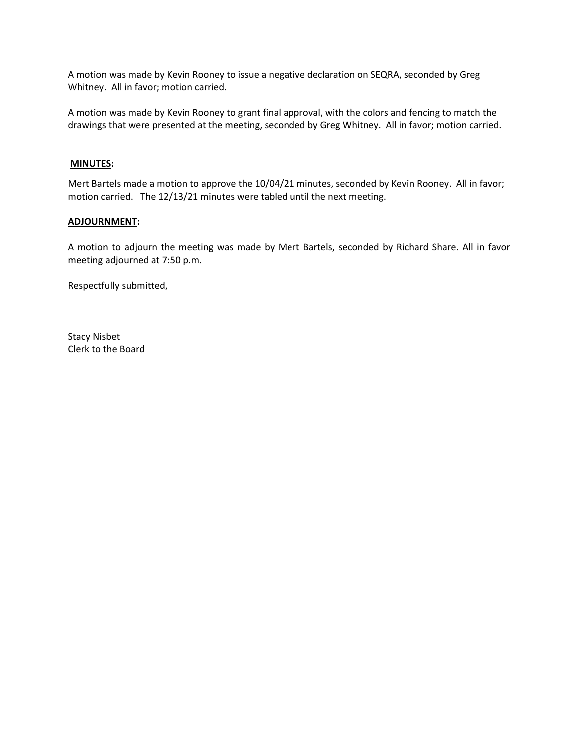A motion was made by Kevin Rooney to issue a negative declaration on SEQRA, seconded by Greg Whitney. All in favor; motion carried.

A motion was made by Kevin Rooney to grant final approval, with the colors and fencing to match the drawings that were presented at the meeting, seconded by Greg Whitney. All in favor; motion carried.

**MINUTES:**

Mert Bartels made a motion to approve the 10/04/21 minutes, seconded by Kevin Rooney. All in favor; motion carried. The 12/13/21 minutes were tabled until the next meeting.

**ADJOURNMENT:**

A motion to adjourn the meeting was made by Mert Bartels, seconded by Richard Share. All in favor meeting adjourned at 7:50 p.m.

Respectfully submitted,

Stacy Nisbet
Clerk to the Board